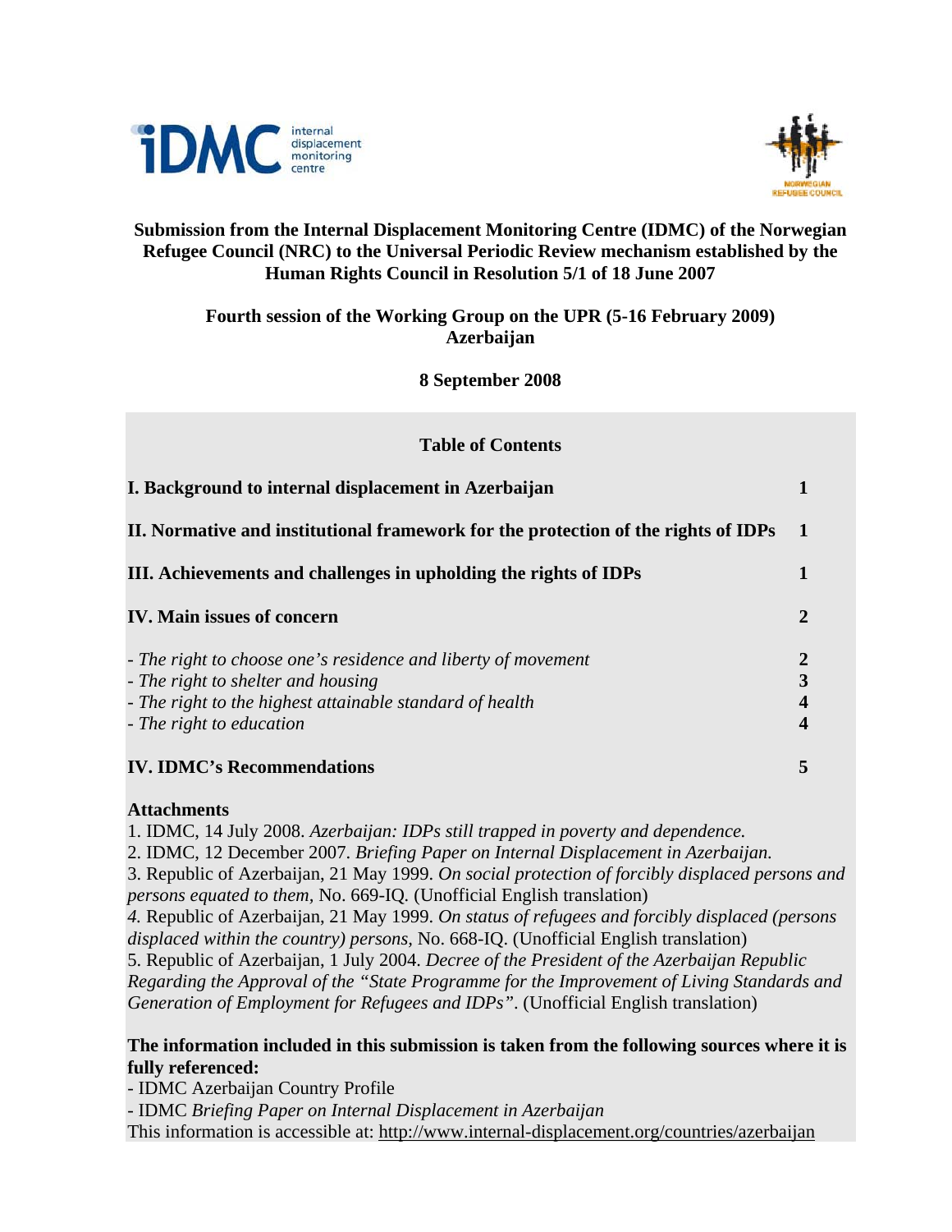**Submission from the Internal Displacement Monitoring Centre (IDMC) of the Norwegian Refugee Council (NRC) to the Universal Periodic Review mechanism established by the Human Rights Council in Resolution 5/1 of 18 June 2007**

**Fourth session of the Working Group on the UPR (5-16 February 2009) Azerbaijan**

**8 September 2008**

**Table of Contents**

| | |
|---|---|
| **I. Background to internal displacement in Azerbaijan** | **1** |
| **II. Normative and institutional framework for the protection of the rights of IDPs** | **1** |
| **III. Achievements and challenges in upholding the rights of IDPs** | **1** |
| **IV. Main issues of concern** | **2** |
| *- The right to choose one's residence and liberty of movement* | **2** |
| *- The right to shelter and housing* | **3** |
| *- The right to the highest attainable standard of health* | **4** |
| *- The right to education* | **4** |
| **IV. IDMC's Recommendations** | **5** |

**Attachments**

1. IDMC, 14 July 2008. *Azerbaijan: IDPs still trapped in poverty and dependence.*
2. IDMC, 12 December 2007. *Briefing Paper on Internal Displacement in Azerbaijan.*
3. Republic of Azerbaijan, 21 May 1999. *On social protection of forcibly displaced persons and persons equated to them,* No. 669-IQ. (Unofficial English translation)
4. Republic of Azerbaijan, 21 May 1999. *On status of refugees and forcibly displaced (persons displaced within the country) persons,* No. 668-IQ. (Unofficial English translation)
5. Republic of Azerbaijan, 1 July 2004. *Decree of the President of the Azerbaijan Republic Regarding the Approval of the "State Programme for the Improvement of Living Standards and Generation of Employment for Refugees and IDPs".* (Unofficial English translation)

**The information included in this submission is taken from the following sources where it is fully referenced:**

- IDMC Azerbaijan Country Profile
- IDMC *Briefing Paper on Internal Displacement in Azerbaijan*

This information is accessible at: http://www.internal-displacement.org/countries/azerbaijan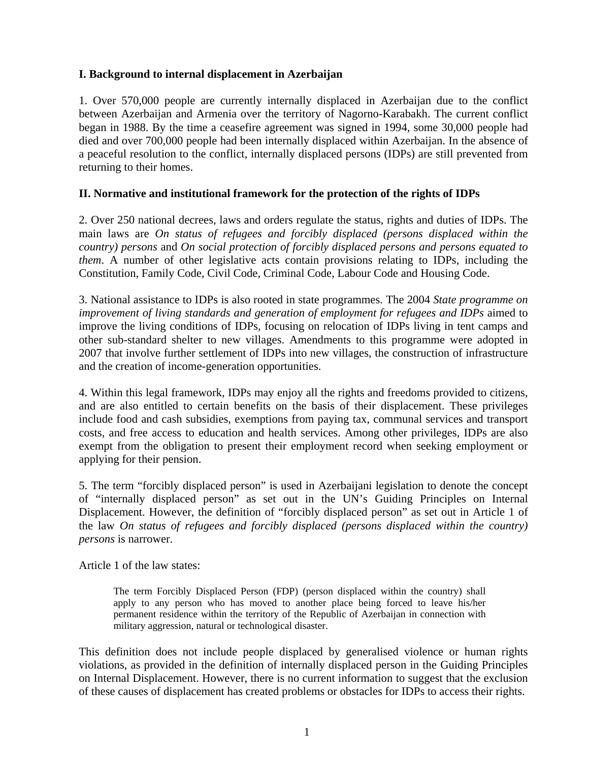## I. Background to internal displacement in Azerbaijan

1. Over 570,000 people are currently internally displaced in Azerbaijan due to the conflict between Azerbaijan and Armenia over the territory of Nagorno-Karabakh. The current conflict began in 1988. By the time a ceasefire agreement was signed in 1994, some 30,000 people had died and over 700,000 people had been internally displaced within Azerbaijan. In the absence of a peaceful resolution to the conflict, internally displaced persons (IDPs) are still prevented from returning to their homes.

## II. Normative and institutional framework for the protection of the rights of IDPs

2. Over 250 national decrees, laws and orders regulate the status, rights and duties of IDPs. The main laws are *On status of refugees and forcibly displaced (persons displaced within the country) persons* and *On social protection of forcibly displaced persons and persons equated to them*. A number of other legislative acts contain provisions relating to IDPs, including the Constitution, Family Code, Civil Code, Criminal Code, Labour Code and Housing Code.

3. National assistance to IDPs is also rooted in state programmes. The 2004 *State programme on improvement of living standards and generation of employment for refugees and IDPs* aimed to improve the living conditions of IDPs, focusing on relocation of IDPs living in tent camps and other sub-standard shelter to new villages. Amendments to this programme were adopted in 2007 that involve further settlement of IDPs into new villages, the construction of infrastructure and the creation of income-generation opportunities.

4. Within this legal framework, IDPs may enjoy all the rights and freedoms provided to citizens, and are also entitled to certain benefits on the basis of their displacement. These privileges include food and cash subsidies, exemptions from paying tax, communal services and transport costs, and free access to education and health services. Among other privileges, IDPs are also exempt from the obligation to present their employment record when seeking employment or applying for their pension.

5. The term "forcibly displaced person" is used in Azerbaijani legislation to denote the concept of "internally displaced person" as set out in the UN's Guiding Principles on Internal Displacement. However, the definition of "forcibly displaced person" as set out in Article 1 of the law *On status of refugees and forcibly displaced (persons displaced within the country) persons* is narrower.

Article 1 of the law states:

> The term Forcibly Displaced Person (FDP) (person displaced within the country) shall apply to any person who has moved to another place being forced to leave his/her permanent residence within the territory of the Republic of Azerbaijan in connection with military aggression, natural or technological disaster.

This definition does not include people displaced by generalised violence or human rights violations, as provided in the definition of internally displaced person in the Guiding Principles on Internal Displacement. However, there is no current information to suggest that the exclusion of these causes of displacement has created problems or obstacles for IDPs to access their rights.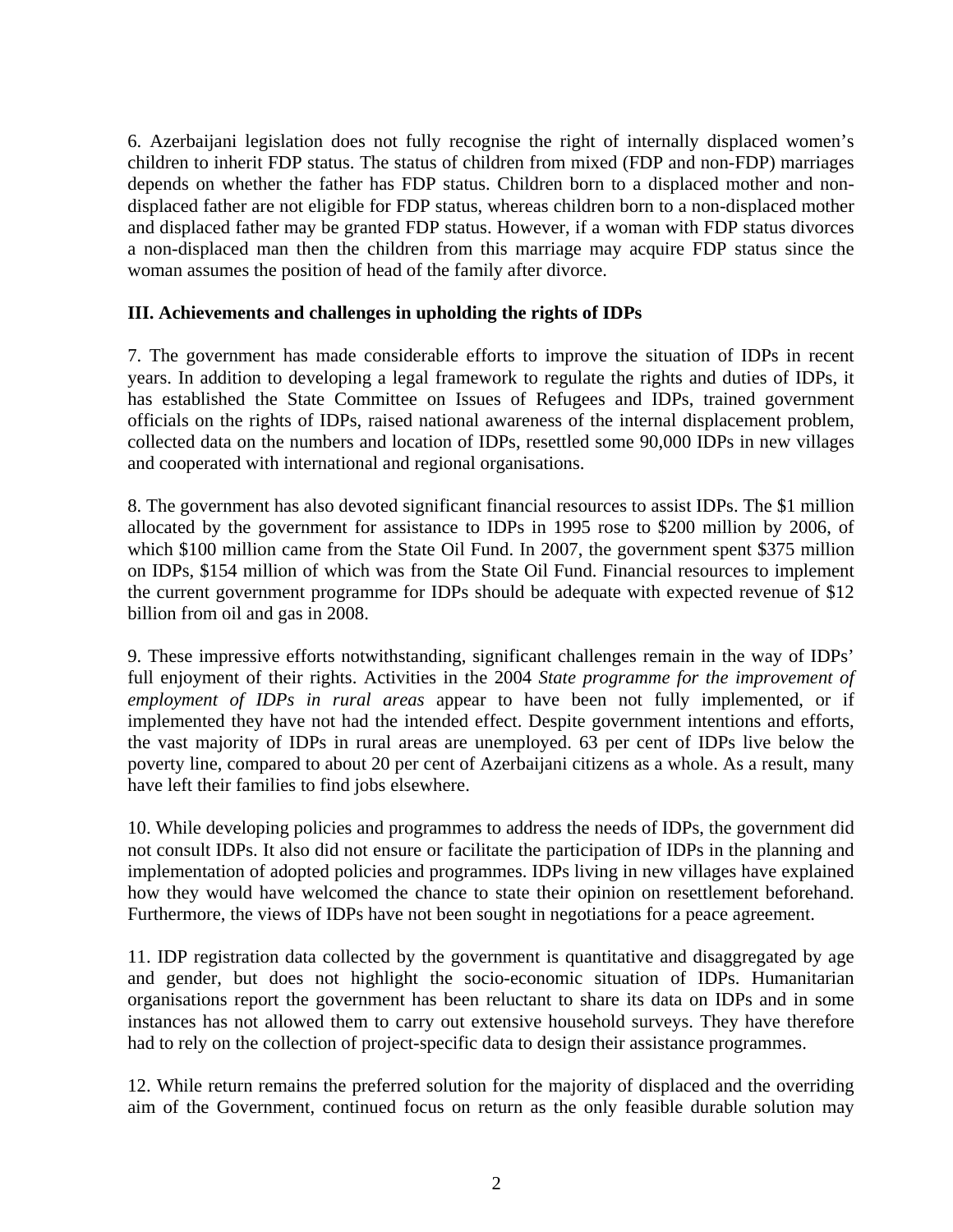6. Azerbaijani legislation does not fully recognise the right of internally displaced women's children to inherit FDP status. The status of children from mixed (FDP and non-FDP) marriages depends on whether the father has FDP status. Children born to a displaced mother and non-displaced father are not eligible for FDP status, whereas children born to a non-displaced mother and displaced father may be granted FDP status. However, if a woman with FDP status divorces a non-displaced man then the children from this marriage may acquire FDP status since the woman assumes the position of head of the family after divorce.

**III. Achievements and challenges in upholding the rights of IDPs**

7. The government has made considerable efforts to improve the situation of IDPs in recent years. In addition to developing a legal framework to regulate the rights and duties of IDPs, it has established the State Committee on Issues of Refugees and IDPs, trained government officials on the rights of IDPs, raised national awareness of the internal displacement problem, collected data on the numbers and location of IDPs, resettled some 90,000 IDPs in new villages and cooperated with international and regional organisations.

8. The government has also devoted significant financial resources to assist IDPs. The $1 million allocated by the government for assistance to IDPs in 1995 rose to $200 million by 2006, of which $100 million came from the State Oil Fund. In 2007, the government spent $375 million on IDPs, $154 million of which was from the State Oil Fund. Financial resources to implement the current government programme for IDPs should be adequate with expected revenue of $12 billion from oil and gas in 2008.

9. These impressive efforts notwithstanding, significant challenges remain in the way of IDPs' full enjoyment of their rights. Activities in the 2004 *State programme for the improvement of employment of IDPs in rural areas* appear to have been not fully implemented, or if implemented they have not had the intended effect. Despite government intentions and efforts, the vast majority of IDPs in rural areas are unemployed. 63 per cent of IDPs live below the poverty line, compared to about 20 per cent of Azerbaijani citizens as a whole. As a result, many have left their families to find jobs elsewhere.

10. While developing policies and programmes to address the needs of IDPs, the government did not consult IDPs. It also did not ensure or facilitate the participation of IDPs in the planning and implementation of adopted policies and programmes. IDPs living in new villages have explained how they would have welcomed the chance to state their opinion on resettlement beforehand. Furthermore, the views of IDPs have not been sought in negotiations for a peace agreement.

11. IDP registration data collected by the government is quantitative and disaggregated by age and gender, but does not highlight the socio-economic situation of IDPs. Humanitarian organisations report the government has been reluctant to share its data on IDPs and in some instances has not allowed them to carry out extensive household surveys. They have therefore had to rely on the collection of project-specific data to design their assistance programmes.

12. While return remains the preferred solution for the majority of displaced and the overriding aim of the Government, continued focus on return as the only feasible durable solution may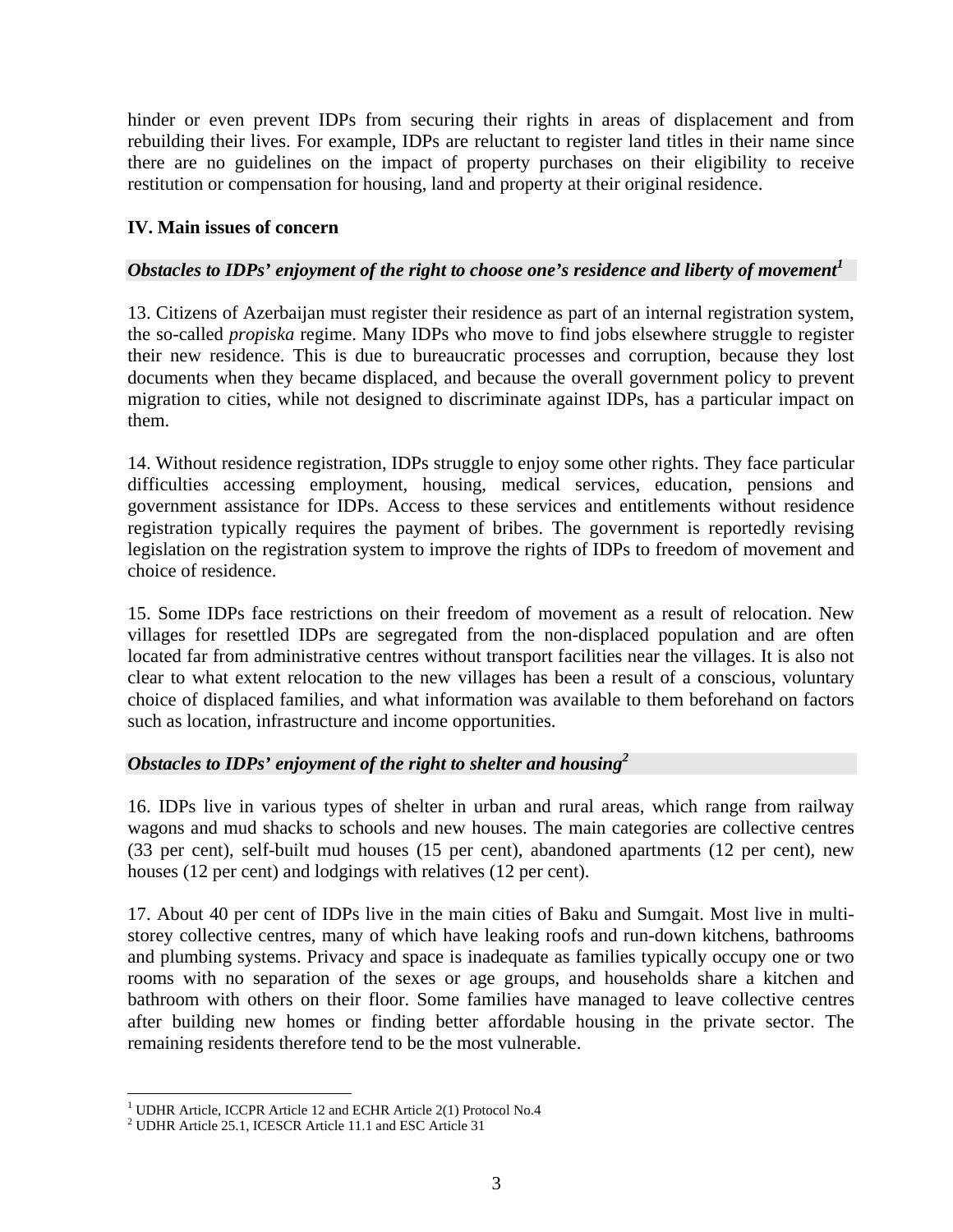hinder or even prevent IDPs from securing their rights in areas of displacement and from rebuilding their lives. For example, IDPs are reluctant to register land titles in their name since there are no guidelines on the impact of property purchases on their eligibility to receive restitution or compensation for housing, land and property at their original residence.

## IV. Main issues of concern

### *Obstacles to IDPs' enjoyment of the right to choose one's residence and liberty of movement*[1]

13. Citizens of Azerbaijan must register their residence as part of an internal registration system, the so-called *propiska* regime. Many IDPs who move to find jobs elsewhere struggle to register their new residence. This is due to bureaucratic processes and corruption, because they lost documents when they became displaced, and because the overall government policy to prevent migration to cities, while not designed to discriminate against IDPs, has a particular impact on them.

14. Without residence registration, IDPs struggle to enjoy some other rights. They face particular difficulties accessing employment, housing, medical services, education, pensions and government assistance for IDPs. Access to these services and entitlements without residence registration typically requires the payment of bribes. The government is reportedly revising legislation on the registration system to improve the rights of IDPs to freedom of movement and choice of residence.

15. Some IDPs face restrictions on their freedom of movement as a result of relocation. New villages for resettled IDPs are segregated from the non-displaced population and are often located far from administrative centres without transport facilities near the villages. It is also not clear to what extent relocation to the new villages has been a result of a conscious, voluntary choice of displaced families, and what information was available to them beforehand on factors such as location, infrastructure and income opportunities.

### *Obstacles to IDPs' enjoyment of the right to shelter and housing*[2]

16. IDPs live in various types of shelter in urban and rural areas, which range from railway wagons and mud shacks to schools and new houses. The main categories are collective centres (33 per cent), self-built mud houses (15 per cent), abandoned apartments (12 per cent), new houses (12 per cent) and lodgings with relatives (12 per cent).

17. About 40 per cent of IDPs live in the main cities of Baku and Sumgait. Most live in multi-storey collective centres, many of which have leaking roofs and run-down kitchens, bathrooms and plumbing systems. Privacy and space is inadequate as families typically occupy one or two rooms with no separation of the sexes or age groups, and households share a kitchen and bathroom with others on their floor. Some families have managed to leave collective centres after building new homes or finding better affordable housing in the private sector. The remaining residents therefore tend to be the most vulnerable.

---

[1] UDHR Article, ICCPR Article 12 and ECHR Article 2(1) Protocol No.4

[2] UDHR Article 25.1, ICESCR Article 11.1 and ESC Article 31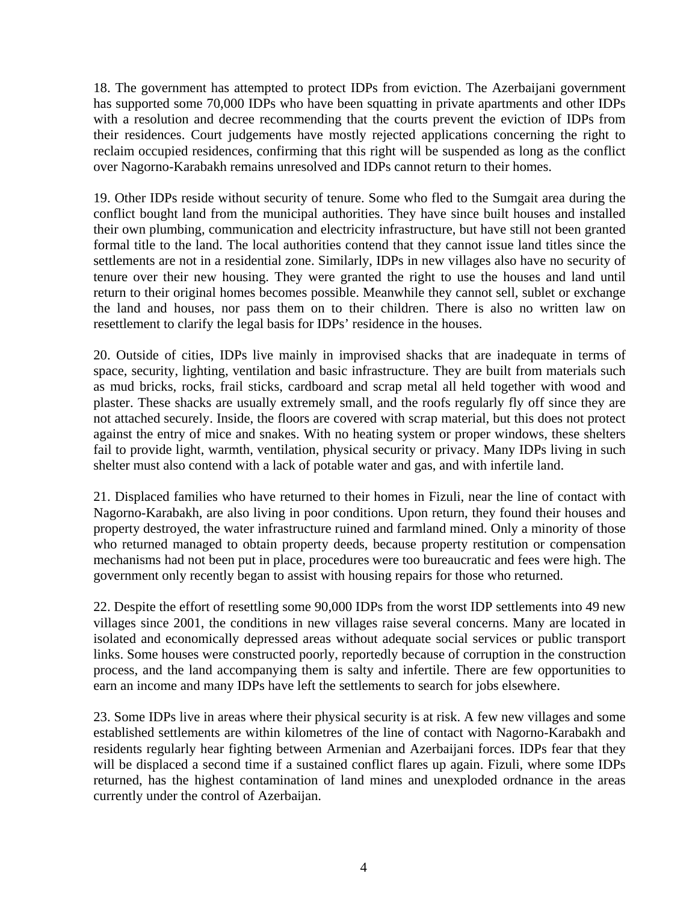18. The government has attempted to protect IDPs from eviction. The Azerbaijani government has supported some 70,000 IDPs who have been squatting in private apartments and other IDPs with a resolution and decree recommending that the courts prevent the eviction of IDPs from their residences. Court judgements have mostly rejected applications concerning the right to reclaim occupied residences, confirming that this right will be suspended as long as the conflict over Nagorno-Karabakh remains unresolved and IDPs cannot return to their homes.

19. Other IDPs reside without security of tenure. Some who fled to the Sumgait area during the conflict bought land from the municipal authorities. They have since built houses and installed their own plumbing, communication and electricity infrastructure, but have still not been granted formal title to the land. The local authorities contend that they cannot issue land titles since the settlements are not in a residential zone. Similarly, IDPs in new villages also have no security of tenure over their new housing. They were granted the right to use the houses and land until return to their original homes becomes possible. Meanwhile they cannot sell, sublet or exchange the land and houses, nor pass them on to their children. There is also no written law on resettlement to clarify the legal basis for IDPs' residence in the houses.

20. Outside of cities, IDPs live mainly in improvised shacks that are inadequate in terms of space, security, lighting, ventilation and basic infrastructure. They are built from materials such as mud bricks, rocks, frail sticks, cardboard and scrap metal all held together with wood and plaster. These shacks are usually extremely small, and the roofs regularly fly off since they are not attached securely. Inside, the floors are covered with scrap material, but this does not protect against the entry of mice and snakes. With no heating system or proper windows, these shelters fail to provide light, warmth, ventilation, physical security or privacy. Many IDPs living in such shelter must also contend with a lack of potable water and gas, and with infertile land.

21. Displaced families who have returned to their homes in Fizuli, near the line of contact with Nagorno-Karabakh, are also living in poor conditions. Upon return, they found their houses and property destroyed, the water infrastructure ruined and farmland mined. Only a minority of those who returned managed to obtain property deeds, because property restitution or compensation mechanisms had not been put in place, procedures were too bureaucratic and fees were high. The government only recently began to assist with housing repairs for those who returned.

22. Despite the effort of resettling some 90,000 IDPs from the worst IDP settlements into 49 new villages since 2001, the conditions in new villages raise several concerns. Many are located in isolated and economically depressed areas without adequate social services or public transport links. Some houses were constructed poorly, reportedly because of corruption in the construction process, and the land accompanying them is salty and infertile. There are few opportunities to earn an income and many IDPs have left the settlements to search for jobs elsewhere.

23. Some IDPs live in areas where their physical security is at risk. A few new villages and some established settlements are within kilometres of the line of contact with Nagorno-Karabakh and residents regularly hear fighting between Armenian and Azerbaijani forces. IDPs fear that they will be displaced a second time if a sustained conflict flares up again. Fizuli, where some IDPs returned, has the highest contamination of land mines and unexploded ordnance in the areas currently under the control of Azerbaijan.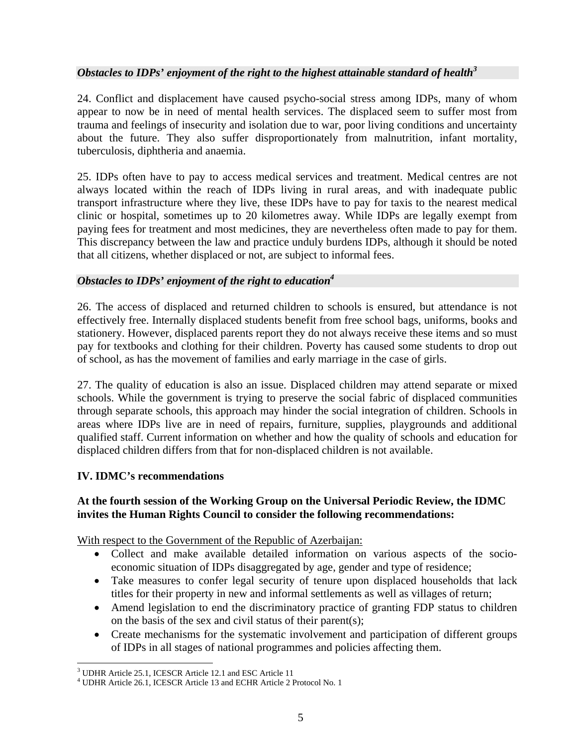### *Obstacles to IDPs' enjoyment of the right to the highest attainable standard of health*[3]

24. Conflict and displacement have caused psycho-social stress among IDPs, many of whom appear to now be in need of mental health services. The displaced seem to suffer most from trauma and feelings of insecurity and isolation due to war, poor living conditions and uncertainty about the future. They also suffer disproportionately from malnutrition, infant mortality, tuberculosis, diphtheria and anaemia.

25. IDPs often have to pay to access medical services and treatment. Medical centres are not always located within the reach of IDPs living in rural areas, and with inadequate public transport infrastructure where they live, these IDPs have to pay for taxis to the nearest medical clinic or hospital, sometimes up to 20 kilometres away. While IDPs are legally exempt from paying fees for treatment and most medicines, they are nevertheless often made to pay for them. This discrepancy between the law and practice unduly burdens IDPs, although it should be noted that all citizens, whether displaced or not, are subject to informal fees.

### *Obstacles to IDPs' enjoyment of the right to education*[4]

26. The access of displaced and returned children to schools is ensured, but attendance is not effectively free. Internally displaced students benefit from free school bags, uniforms, books and stationery. However, displaced parents report they do not always receive these items and so must pay for textbooks and clothing for their children. Poverty has caused some students to drop out of school, as has the movement of families and early marriage in the case of girls.

27. The quality of education is also an issue. Displaced children may attend separate or mixed schools. While the government is trying to preserve the social fabric of displaced communities through separate schools, this approach may hinder the social integration of children. Schools in areas where IDPs live are in need of repairs, furniture, supplies, playgrounds and additional qualified staff. Current information on whether and how the quality of schools and education for displaced children differs from that for non-displaced children is not available.

## IV. IDMC's recommendations

**At the fourth session of the Working Group on the Universal Periodic Review, the IDMC invites the Human Rights Council to consider the following recommendations:**

With respect to the Government of the Republic of Azerbaijan:

- Collect and make available detailed information on various aspects of the socio-economic situation of IDPs disaggregated by age, gender and type of residence;
- Take measures to confer legal security of tenure upon displaced households that lack titles for their property in new and informal settlements as well as villages of return;
- Amend legislation to end the discriminatory practice of granting FDP status to children on the basis of the sex and civil status of their parent(s);
- Create mechanisms for the systematic involvement and participation of different groups of IDPs in all stages of national programmes and policies affecting them.

[3] UDHR Article 25.1, ICESCR Article 12.1 and ESC Article 11

[4] UDHR Article 26.1, ICESCR Article 13 and ECHR Article 2 Protocol No. 1